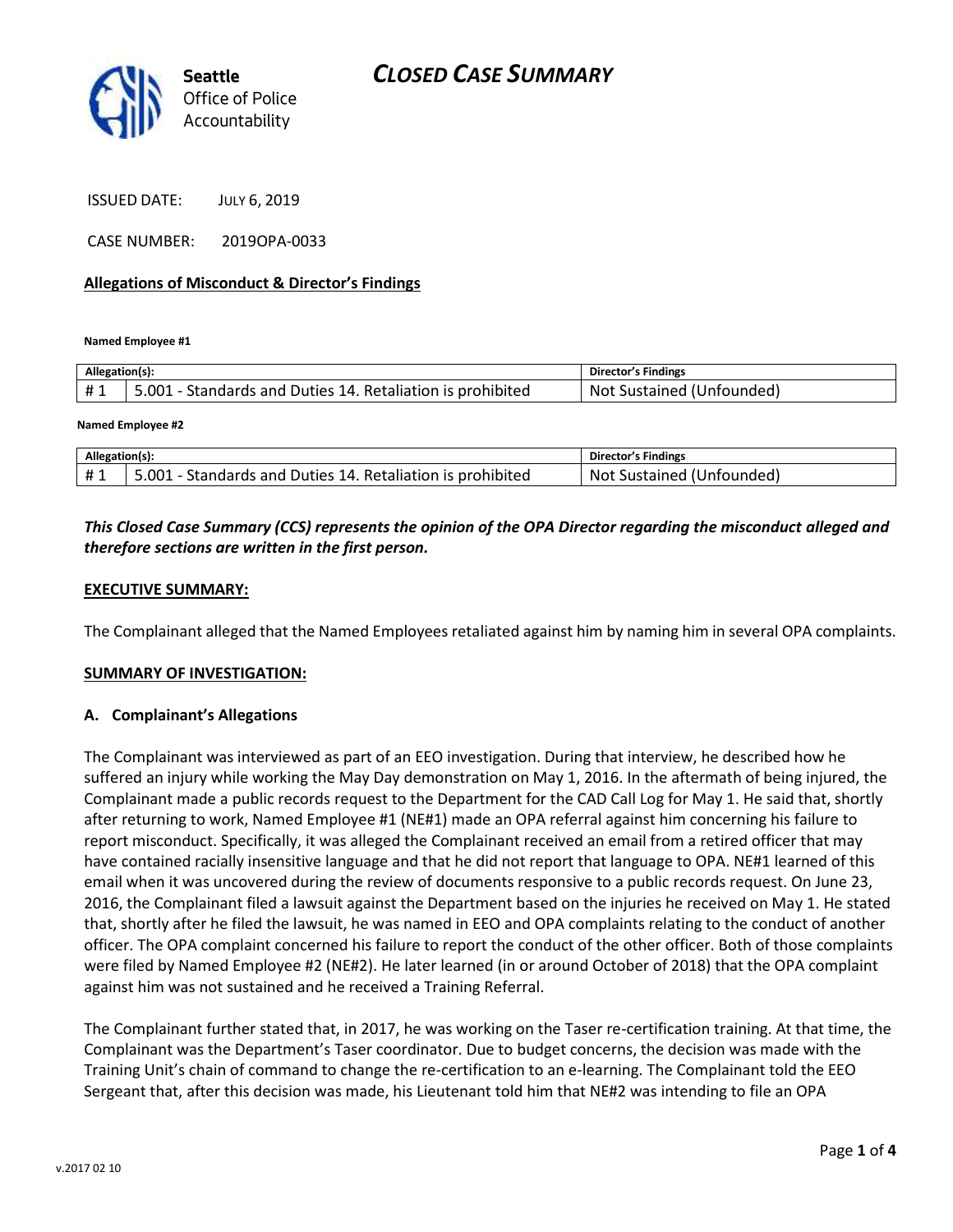# CLOSED CASE SUMMARY

Seattle Office of Police Accountability

ISSUED DATE: JULY 6, 2019

CASE NUMBER: 2019OPA-0033

**Allegations of Misconduct & Director's Findings**

**Named Employee #1**

| Allegation(s): | | Director's Findings |
|---|---|---|
| # 1 | 5.001 - Standards and Duties 14. Retaliation is prohibited | Not Sustained (Unfounded) |

**Named Employee #2**

| Allegation(s): | | Director's Findings |
|---|---|---|
| # 1 | 5.001 - Standards and Duties 14. Retaliation is prohibited | Not Sustained (Unfounded) |

***This Closed Case Summary (CCS) represents the opinion of the OPA Director regarding the misconduct alleged and therefore sections are written in the first person.***

**EXECUTIVE SUMMARY:**

The Complainant alleged that the Named Employees retaliated against him by naming him in several OPA complaints.

**SUMMARY OF INVESTIGATION:**

**A. Complainant's Allegations**

The Complainant was interviewed as part of an EEO investigation. During that interview, he described how he suffered an injury while working the May Day demonstration on May 1, 2016. In the aftermath of being injured, the Complainant made a public records request to the Department for the CAD Call Log for May 1. He said that, shortly after returning to work, Named Employee #1 (NE#1) made an OPA referral against him concerning his failure to report misconduct. Specifically, it was alleged the Complainant received an email from a retired officer that may have contained racially insensitive language and that he did not report that language to OPA. NE#1 learned of this email when it was uncovered during the review of documents responsive to a public records request. On June 23, 2016, the Complainant filed a lawsuit against the Department based on the injuries he received on May 1. He stated that, shortly after he filed the lawsuit, he was named in EEO and OPA complaints relating to the conduct of another officer. The OPA complaint concerned his failure to report the conduct of the other officer. Both of those complaints were filed by Named Employee #2 (NE#2). He later learned (in or around October of 2018) that the OPA complaint against him was not sustained and he received a Training Referral.

The Complainant further stated that, in 2017, he was working on the Taser re-certification training. At that time, the Complainant was the Department's Taser coordinator. Due to budget concerns, the decision was made with the Training Unit's chain of command to change the re-certification to an e-learning. The Complainant told the EEO Sergeant that, after this decision was made, his Lieutenant told him that NE#2 was intending to file an OPA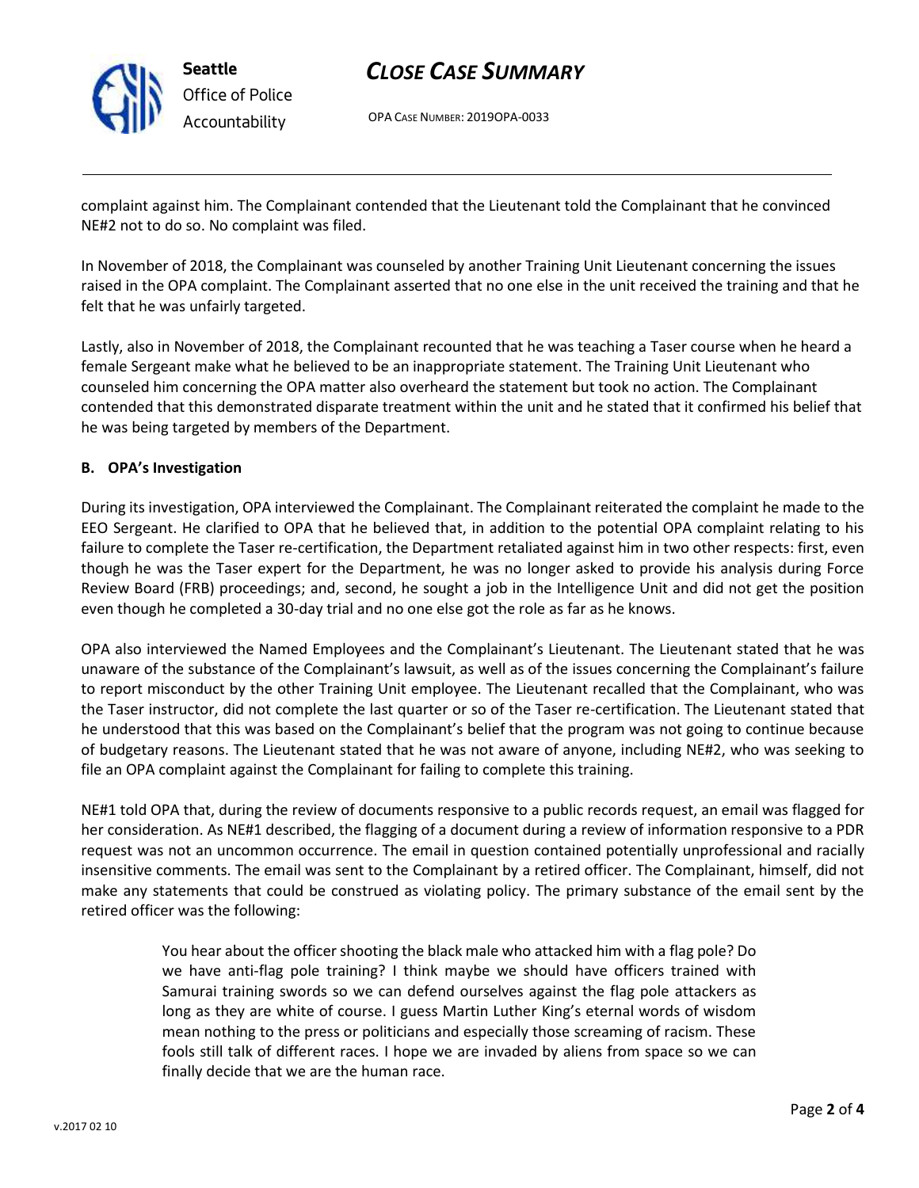complaint against him. The Complainant contended that the Lieutenant told the Complainant that he convinced NE#2 not to do so. No complaint was filed.

In November of 2018, the Complainant was counseled by another Training Unit Lieutenant concerning the issues raised in the OPA complaint. The Complainant asserted that no one else in the unit received the training and that he felt that he was unfairly targeted.

Lastly, also in November of 2018, the Complainant recounted that he was teaching a Taser course when he heard a female Sergeant make what he believed to be an inappropriate statement. The Training Unit Lieutenant who counseled him concerning the OPA matter also overheard the statement but took no action. The Complainant contended that this demonstrated disparate treatment within the unit and he stated that it confirmed his belief that he was being targeted by members of the Department.

**B. OPA's Investigation**

During its investigation, OPA interviewed the Complainant. The Complainant reiterated the complaint he made to the EEO Sergeant. He clarified to OPA that he believed that, in addition to the potential OPA complaint relating to his failure to complete the Taser re-certification, the Department retaliated against him in two other respects: first, even though he was the Taser expert for the Department, he was no longer asked to provide his analysis during Force Review Board (FRB) proceedings; and, second, he sought a job in the Intelligence Unit and did not get the position even though he completed a 30-day trial and no one else got the role as far as he knows.

OPA also interviewed the Named Employees and the Complainant's Lieutenant. The Lieutenant stated that he was unaware of the substance of the Complainant's lawsuit, as well as of the issues concerning the Complainant's failure to report misconduct by the other Training Unit employee. The Lieutenant recalled that the Complainant, who was the Taser instructor, did not complete the last quarter or so of the Taser re-certification. The Lieutenant stated that he understood that this was based on the Complainant's belief that the program was not going to continue because of budgetary reasons. The Lieutenant stated that he was not aware of anyone, including NE#2, who was seeking to file an OPA complaint against the Complainant for failing to complete this training.

NE#1 told OPA that, during the review of documents responsive to a public records request, an email was flagged for her consideration. As NE#1 described, the flagging of a document during a review of information responsive to a PDR request was not an uncommon occurrence. The email in question contained potentially unprofessional and racially insensitive comments. The email was sent to the Complainant by a retired officer. The Complainant, himself, did not make any statements that could be construed as violating policy. The primary substance of the email sent by the retired officer was the following:

> You hear about the officer shooting the black male who attacked him with a flag pole? Do we have anti-flag pole training? I think maybe we should have officers trained with Samurai training swords so we can defend ourselves against the flag pole attackers as long as they are white of course. I guess Martin Luther King's eternal words of wisdom mean nothing to the press or politicians and especially those screaming of racism. These fools still talk of different races. I hope we are invaded by aliens from space so we can finally decide that we are the human race.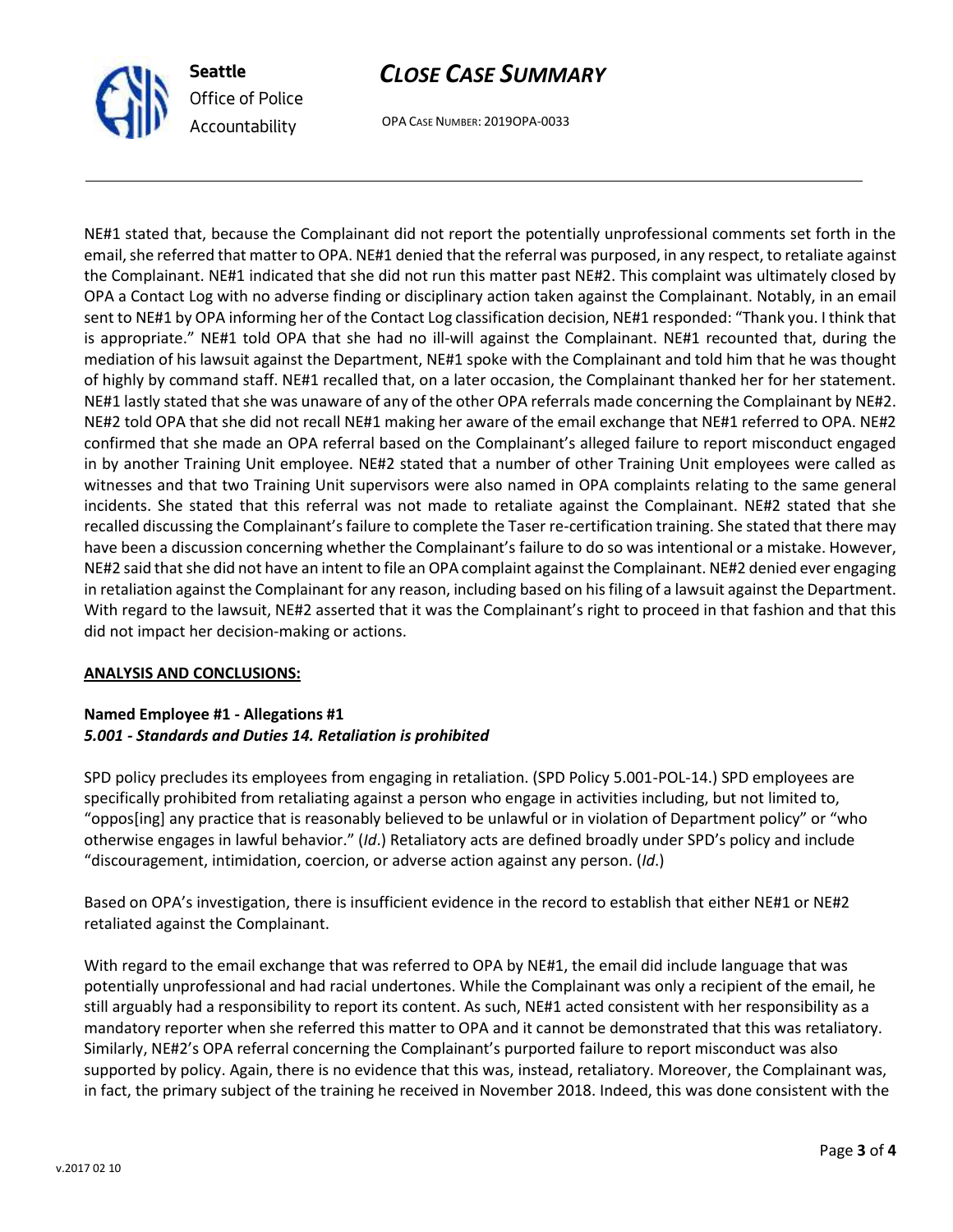NE#1 stated that, because the Complainant did not report the potentially unprofessional comments set forth in the email, she referred that matter to OPA. NE#1 denied that the referral was purposed, in any respect, to retaliate against the Complainant. NE#1 indicated that she did not run this matter past NE#2. This complaint was ultimately closed by OPA a Contact Log with no adverse finding or disciplinary action taken against the Complainant. Notably, in an email sent to NE#1 by OPA informing her of the Contact Log classification decision, NE#1 responded: "Thank you. I think that is appropriate." NE#1 told OPA that she had no ill-will against the Complainant. NE#1 recounted that, during the mediation of his lawsuit against the Department, NE#1 spoke with the Complainant and told him that he was thought of highly by command staff. NE#1 recalled that, on a later occasion, the Complainant thanked her for her statement. NE#1 lastly stated that she was unaware of any of the other OPA referrals made concerning the Complainant by NE#2. NE#2 told OPA that she did not recall NE#1 making her aware of the email exchange that NE#1 referred to OPA. NE#2 confirmed that she made an OPA referral based on the Complainant's alleged failure to report misconduct engaged in by another Training Unit employee. NE#2 stated that a number of other Training Unit employees were called as witnesses and that two Training Unit supervisors were also named in OPA complaints relating to the same general incidents. She stated that this referral was not made to retaliate against the Complainant. NE#2 stated that she recalled discussing the Complainant's failure to complete the Taser re-certification training. She stated that there may have been a discussion concerning whether the Complainant's failure to do so was intentional or a mistake. However, NE#2 said that she did not have an intent to file an OPA complaint against the Complainant. NE#2 denied ever engaging in retaliation against the Complainant for any reason, including based on his filing of a lawsuit against the Department. With regard to the lawsuit, NE#2 asserted that it was the Complainant's right to proceed in that fashion and that this did not impact her decision-making or actions.

**ANALYSIS AND CONCLUSIONS:**

**Named Employee #1 - Allegations #1**
***5.001 - Standards and Duties 14. Retaliation is prohibited***

SPD policy precludes its employees from engaging in retaliation. (SPD Policy 5.001-POL-14.) SPD employees are specifically prohibited from retaliating against a person who engage in activities including, but not limited to, "oppos[ing] any practice that is reasonably believed to be unlawful or in violation of Department policy" or "who otherwise engages in lawful behavior." (*Id*.) Retaliatory acts are defined broadly under SPD's policy and include "discouragement, intimidation, coercion, or adverse action against any person. (*Id*.)

Based on OPA's investigation, there is insufficient evidence in the record to establish that either NE#1 or NE#2 retaliated against the Complainant.

With regard to the email exchange that was referred to OPA by NE#1, the email did include language that was potentially unprofessional and had racial undertones. While the Complainant was only a recipient of the email, he still arguably had a responsibility to report its content. As such, NE#1 acted consistent with her responsibility as a mandatory reporter when she referred this matter to OPA and it cannot be demonstrated that this was retaliatory. Similarly, NE#2's OPA referral concerning the Complainant's purported failure to report misconduct was also supported by policy. Again, there is no evidence that this was, instead, retaliatory. Moreover, the Complainant was, in fact, the primary subject of the training he received in November 2018. Indeed, this was done consistent with the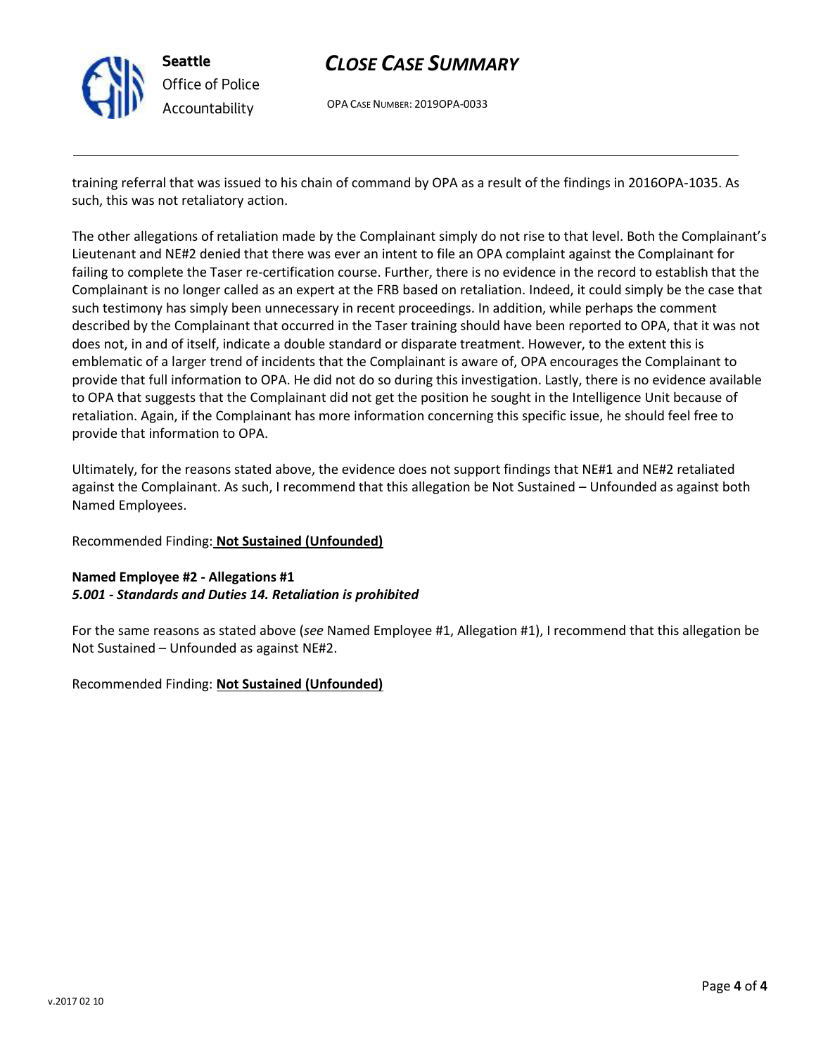training referral that was issued to his chain of command by OPA as a result of the findings in 2016OPA-1035. As such, this was not retaliatory action.

The other allegations of retaliation made by the Complainant simply do not rise to that level. Both the Complainant's Lieutenant and NE#2 denied that there was ever an intent to file an OPA complaint against the Complainant for failing to complete the Taser re-certification course. Further, there is no evidence in the record to establish that the Complainant is no longer called as an expert at the FRB based on retaliation. Indeed, it could simply be the case that such testimony has simply been unnecessary in recent proceedings. In addition, while perhaps the comment described by the Complainant that occurred in the Taser training should have been reported to OPA, that it was not does not, in and of itself, indicate a double standard or disparate treatment. However, to the extent this is emblematic of a larger trend of incidents that the Complainant is aware of, OPA encourages the Complainant to provide that full information to OPA. He did not do so during this investigation. Lastly, there is no evidence available to OPA that suggests that the Complainant did not get the position he sought in the Intelligence Unit because of retaliation. Again, if the Complainant has more information concerning this specific issue, he should feel free to provide that information to OPA.

Ultimately, for the reasons stated above, the evidence does not support findings that NE#1 and NE#2 retaliated against the Complainant. As such, I recommend that this allegation be Not Sustained – Unfounded as against both Named Employees.

Recommended Finding: **Not Sustained (Unfounded)**

**Named Employee #2 - Allegations #1**
***5.001 - Standards and Duties 14. Retaliation is prohibited***

For the same reasons as stated above (*see* Named Employee #1, Allegation #1), I recommend that this allegation be Not Sustained – Unfounded as against NE#2.

Recommended Finding: **Not Sustained (Unfounded)**